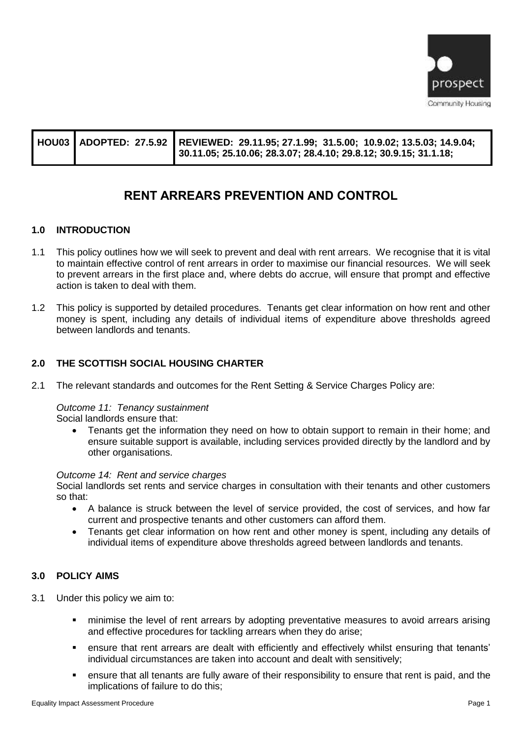| HOU03 | ADOPTED: 27.5.92 | REVIEWED: 29.11.95; 27.1.99; 31.5.00; 10.9.02; 13.5.03; 14.9.04; 30.11.05; 25.10.06; 28.3.07; 28.4.10; 29.8.12; 30.9.15; 31.1.18; |
|---|---|---|

# RENT ARREARS PREVENTION AND CONTROL

## 1.0 INTRODUCTION

1.1 This policy outlines how we will seek to prevent and deal with rent arrears. We recognise that it is vital to maintain effective control of rent arrears in order to maximise our financial resources. We will seek to prevent arrears in the first place and, where debts do accrue, will ensure that prompt and effective action is taken to deal with them.

1.2 This policy is supported by detailed procedures. Tenants get clear information on how rent and other money is spent, including any details of individual items of expenditure above thresholds agreed between landlords and tenants.

## 2.0 THE SCOTTISH SOCIAL HOUSING CHARTER

2.1 The relevant standards and outcomes for the Rent Setting & Service Charges Policy are:

*Outcome 11: Tenancy sustainment*
Social landlords ensure that:

- Tenants get the information they need on how to obtain support to remain in their home; and ensure suitable support is available, including services provided directly by the landlord and by other organisations.

*Outcome 14: Rent and service charges*
Social landlords set rents and service charges in consultation with their tenants and other customers so that:

- A balance is struck between the level of service provided, the cost of services, and how far current and prospective tenants and other customers can afford them.
- Tenants get clear information on how rent and other money is spent, including any details of individual items of expenditure above thresholds agreed between landlords and tenants.

## 3.0 POLICY AIMS

3.1 Under this policy we aim to:

- minimise the level of rent arrears by adopting preventative measures to avoid arrears arising and effective procedures for tackling arrears when they do arise;
- ensure that rent arrears are dealt with efficiently and effectively whilst ensuring that tenants' individual circumstances are taken into account and dealt with sensitively;
- ensure that all tenants are fully aware of their responsibility to ensure that rent is paid, and the implications of failure to do this;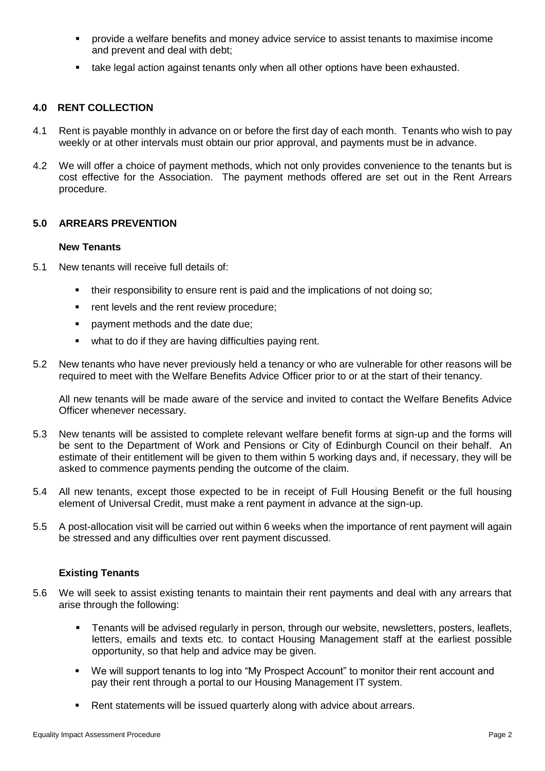- provide a welfare benefits and money advice service to assist tenants to maximise income and prevent and deal with debt;
- take legal action against tenants only when all other options have been exhausted.

## 4.0 RENT COLLECTION

4.1 Rent is payable monthly in advance on or before the first day of each month. Tenants who wish to pay weekly or at other intervals must obtain our prior approval, and payments must be in advance.

4.2 We will offer a choice of payment methods, which not only provides convenience to the tenants but is cost effective for the Association. The payment methods offered are set out in the Rent Arrears procedure.

## 5.0 ARREARS PREVENTION

### New Tenants

5.1 New tenants will receive full details of:

- their responsibility to ensure rent is paid and the implications of not doing so;
- rent levels and the rent review procedure;
- payment methods and the date due;
- what to do if they are having difficulties paying rent.

5.2 New tenants who have never previously held a tenancy or who are vulnerable for other reasons will be required to meet with the Welfare Benefits Advice Officer prior to or at the start of their tenancy.

All new tenants will be made aware of the service and invited to contact the Welfare Benefits Advice Officer whenever necessary.

5.3 New tenants will be assisted to complete relevant welfare benefit forms at sign-up and the forms will be sent to the Department of Work and Pensions or City of Edinburgh Council on their behalf. An estimate of their entitlement will be given to them within 5 working days and, if necessary, they will be asked to commence payments pending the outcome of the claim.

5.4 All new tenants, except those expected to be in receipt of Full Housing Benefit or the full housing element of Universal Credit, must make a rent payment in advance at the sign-up.

5.5 A post-allocation visit will be carried out within 6 weeks when the importance of rent payment will again be stressed and any difficulties over rent payment discussed.

### Existing Tenants

5.6 We will seek to assist existing tenants to maintain their rent payments and deal with any arrears that arise through the following:

- Tenants will be advised regularly in person, through our website, newsletters, posters, leaflets, letters, emails and texts etc. to contact Housing Management staff at the earliest possible opportunity, so that help and advice may be given.
- We will support tenants to log into "My Prospect Account" to monitor their rent account and pay their rent through a portal to our Housing Management IT system.
- Rent statements will be issued quarterly along with advice about arrears.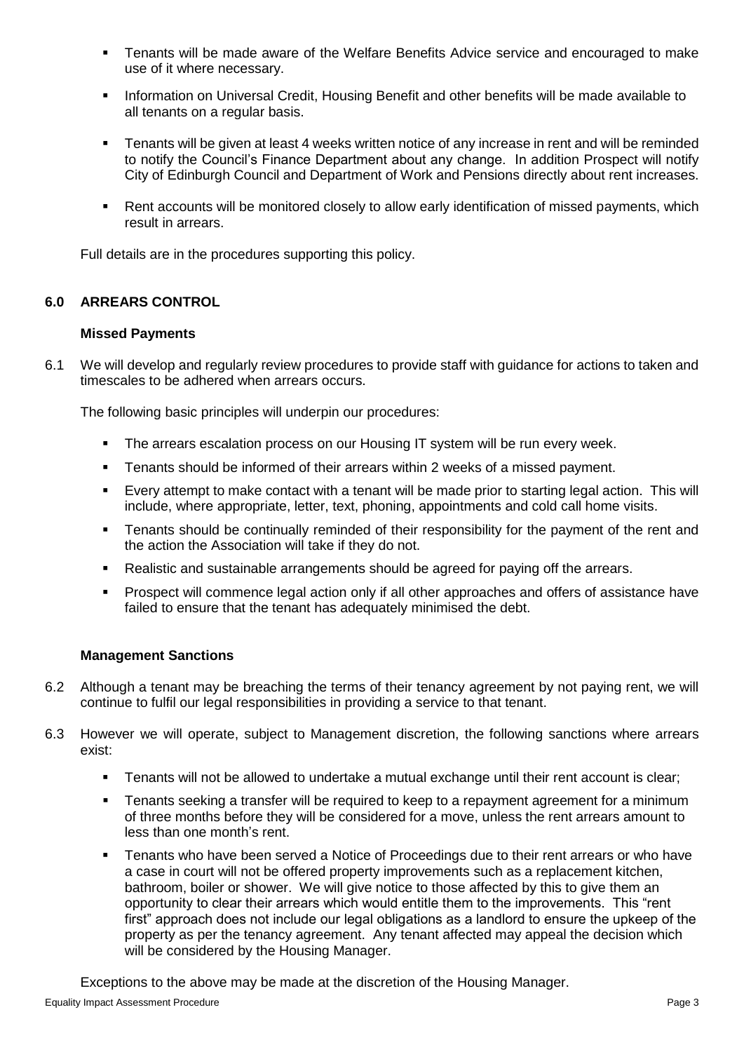- Tenants will be made aware of the Welfare Benefits Advice service and encouraged to make use of it where necessary.
- Information on Universal Credit, Housing Benefit and other benefits will be made available to all tenants on a regular basis.
- Tenants will be given at least 4 weeks written notice of any increase in rent and will be reminded to notify the Council's Finance Department about any change. In addition Prospect will notify City of Edinburgh Council and Department of Work and Pensions directly about rent increases.
- Rent accounts will be monitored closely to allow early identification of missed payments, which result in arrears.

Full details are in the procedures supporting this policy.

## 6.0 ARREARS CONTROL

### Missed Payments

6.1 We will develop and regularly review procedures to provide staff with guidance for actions to taken and timescales to be adhered when arrears occurs.

The following basic principles will underpin our procedures:

- The arrears escalation process on our Housing IT system will be run every week.
- Tenants should be informed of their arrears within 2 weeks of a missed payment.
- Every attempt to make contact with a tenant will be made prior to starting legal action. This will include, where appropriate, letter, text, phoning, appointments and cold call home visits.
- Tenants should be continually reminded of their responsibility for the payment of the rent and the action the Association will take if they do not.
- Realistic and sustainable arrangements should be agreed for paying off the arrears.
- Prospect will commence legal action only if all other approaches and offers of assistance have failed to ensure that the tenant has adequately minimised the debt.

### Management Sanctions

6.2 Although a tenant may be breaching the terms of their tenancy agreement by not paying rent, we will continue to fulfil our legal responsibilities in providing a service to that tenant.

6.3 However we will operate, subject to Management discretion, the following sanctions where arrears exist:

- Tenants will not be allowed to undertake a mutual exchange until their rent account is clear;
- Tenants seeking a transfer will be required to keep to a repayment agreement for a minimum of three months before they will be considered for a move, unless the rent arrears amount to less than one month's rent.
- Tenants who have been served a Notice of Proceedings due to their rent arrears or who have a case in court will not be offered property improvements such as a replacement kitchen, bathroom, boiler or shower. We will give notice to those affected by this to give them an opportunity to clear their arrears which would entitle them to the improvements. This "rent first" approach does not include our legal obligations as a landlord to ensure the upkeep of the property as per the tenancy agreement. Any tenant affected may appeal the decision which will be considered by the Housing Manager.

Exceptions to the above may be made at the discretion of the Housing Manager.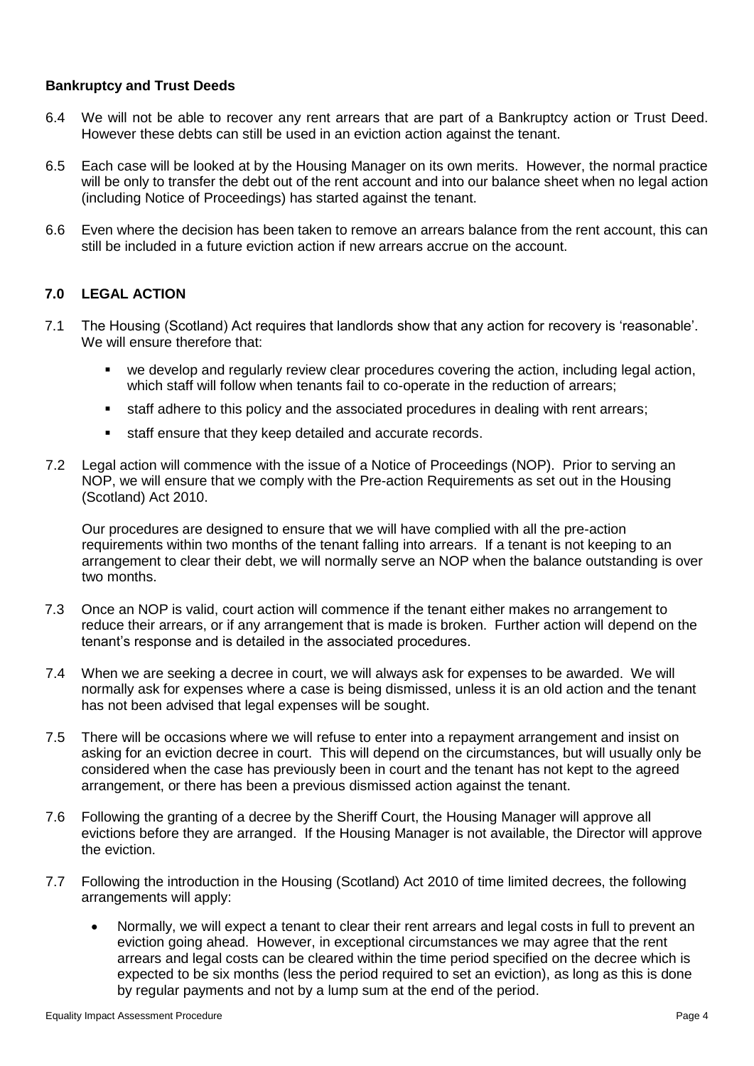**Bankruptcy and Trust Deeds**

6.4 We will not be able to recover any rent arrears that are part of a Bankruptcy action or Trust Deed. However these debts can still be used in an eviction action against the tenant.

6.5 Each case will be looked at by the Housing Manager on its own merits. However, the normal practice will be only to transfer the debt out of the rent account and into our balance sheet when no legal action (including Notice of Proceedings) has started against the tenant.

6.6 Even where the decision has been taken to remove an arrears balance from the rent account, this can still be included in a future eviction action if new arrears accrue on the account.

## 7.0 LEGAL ACTION

7.1 The Housing (Scotland) Act requires that landlords show that any action for recovery is 'reasonable'. We will ensure therefore that:

- we develop and regularly review clear procedures covering the action, including legal action, which staff will follow when tenants fail to co-operate in the reduction of arrears;
- staff adhere to this policy and the associated procedures in dealing with rent arrears;
- staff ensure that they keep detailed and accurate records.

7.2 Legal action will commence with the issue of a Notice of Proceedings (NOP). Prior to serving an NOP, we will ensure that we comply with the Pre-action Requirements as set out in the Housing (Scotland) Act 2010.

Our procedures are designed to ensure that we will have complied with all the pre-action requirements within two months of the tenant falling into arrears. If a tenant is not keeping to an arrangement to clear their debt, we will normally serve an NOP when the balance outstanding is over two months.

7.3 Once an NOP is valid, court action will commence if the tenant either makes no arrangement to reduce their arrears, or if any arrangement that is made is broken. Further action will depend on the tenant's response and is detailed in the associated procedures.

7.4 When we are seeking a decree in court, we will always ask for expenses to be awarded. We will normally ask for expenses where a case is being dismissed, unless it is an old action and the tenant has not been advised that legal expenses will be sought.

7.5 There will be occasions where we will refuse to enter into a repayment arrangement and insist on asking for an eviction decree in court. This will depend on the circumstances, but will usually only be considered when the case has previously been in court and the tenant has not kept to the agreed arrangement, or there has been a previous dismissed action against the tenant.

7.6 Following the granting of a decree by the Sheriff Court, the Housing Manager will approve all evictions before they are arranged. If the Housing Manager is not available, the Director will approve the eviction.

7.7 Following the introduction in the Housing (Scotland) Act 2010 of time limited decrees, the following arrangements will apply:

- Normally, we will expect a tenant to clear their rent arrears and legal costs in full to prevent an eviction going ahead. However, in exceptional circumstances we may agree that the rent arrears and legal costs can be cleared within the time period specified on the decree which is expected to be six months (less the period required to set an eviction), as long as this is done by regular payments and not by a lump sum at the end of the period.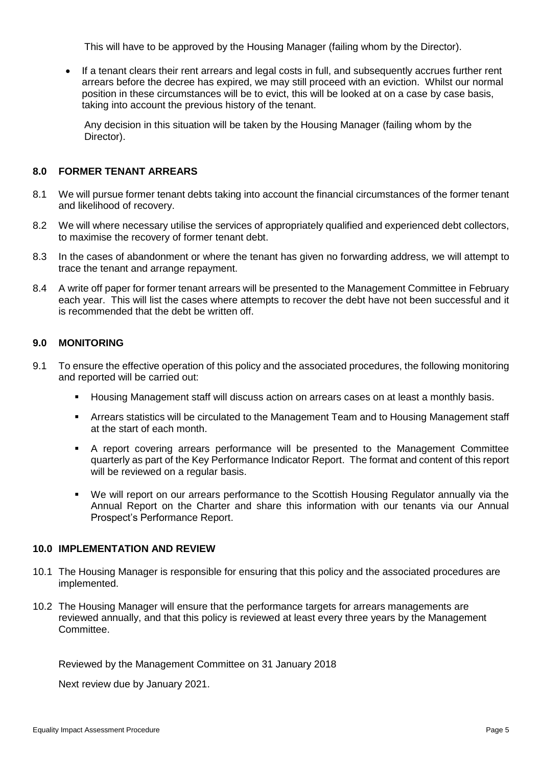This will have to be approved by the Housing Manager (failing whom by the Director).

- If a tenant clears their rent arrears and legal costs in full, and subsequently accrues further rent arrears before the decree has expired, we may still proceed with an eviction. Whilst our normal position in these circumstances will be to evict, this will be looked at on a case by case basis, taking into account the previous history of the tenant.

  Any decision in this situation will be taken by the Housing Manager (failing whom by the Director).

## 8.0 FORMER TENANT ARREARS

8.1 We will pursue former tenant debts taking into account the financial circumstances of the former tenant and likelihood of recovery.

8.2 We will where necessary utilise the services of appropriately qualified and experienced debt collectors, to maximise the recovery of former tenant debt.

8.3 In the cases of abandonment or where the tenant has given no forwarding address, we will attempt to trace the tenant and arrange repayment.

8.4 A write off paper for former tenant arrears will be presented to the Management Committee in February each year. This will list the cases where attempts to recover the debt have not been successful and it is recommended that the debt be written off.

## 9.0 MONITORING

9.1 To ensure the effective operation of this policy and the associated procedures, the following monitoring and reported will be carried out:

- Housing Management staff will discuss action on arrears cases on at least a monthly basis.
- Arrears statistics will be circulated to the Management Team and to Housing Management staff at the start of each month.
- A report covering arrears performance will be presented to the Management Committee quarterly as part of the Key Performance Indicator Report. The format and content of this report will be reviewed on a regular basis.
- We will report on our arrears performance to the Scottish Housing Regulator annually via the Annual Report on the Charter and share this information with our tenants via our Annual Prospect's Performance Report.

## 10.0 IMPLEMENTATION AND REVIEW

10.1 The Housing Manager is responsible for ensuring that this policy and the associated procedures are implemented.

10.2 The Housing Manager will ensure that the performance targets for arrears managements are reviewed annually, and that this policy is reviewed at least every three years by the Management Committee.

Reviewed by the Management Committee on 31 January 2018

Next review due by January 2021.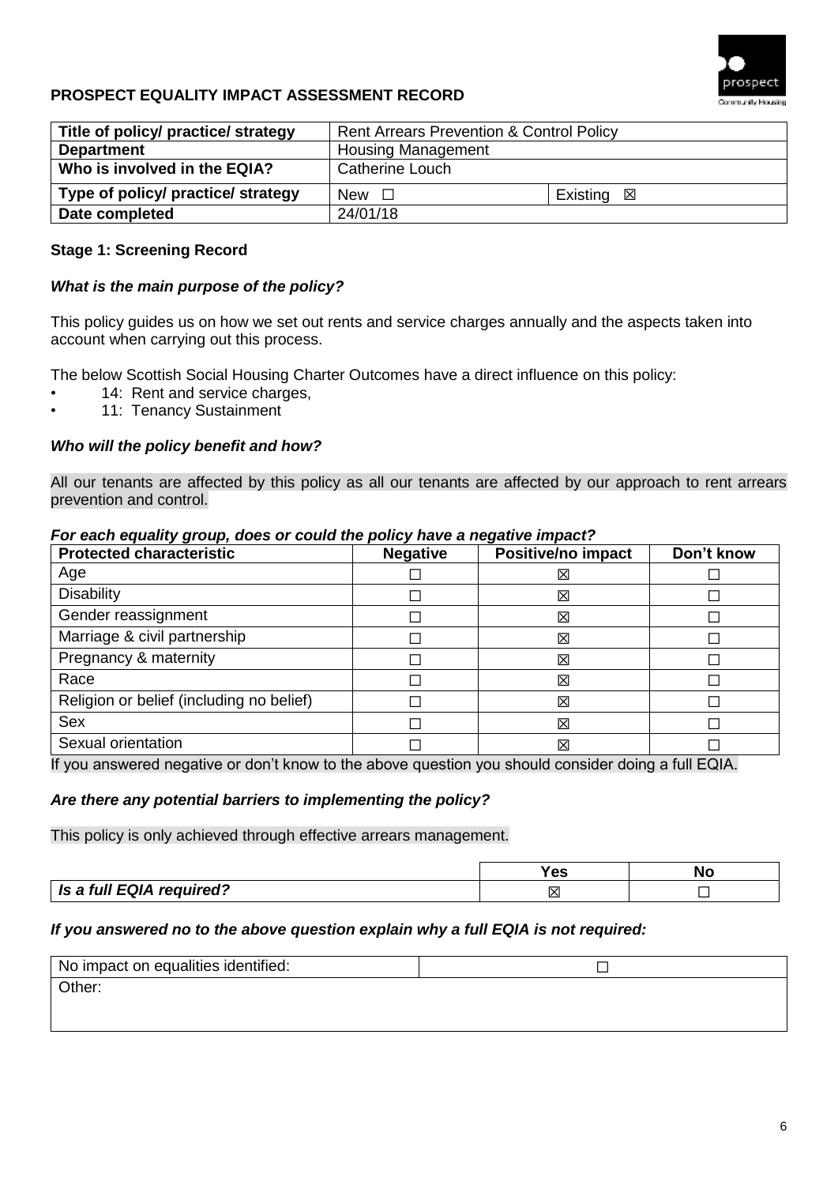## PROSPECT EQUALITY IMPACT ASSESSMENT RECORD

| Title of policy/ practice/ strategy | Rent Arrears Prevention & Control Policy | |
|---|---|---|
| **Department** | Housing Management | |
| **Who is involved in the EQIA?** | Catherine Louch | |
| **Type of policy/ practice/ strategy** | New ☐ | Existing ☒ |
| **Date completed** | 24/01/18 | |

### Stage 1: Screening Record

***What is the main purpose of the policy?***

This policy guides us on how we set out rents and service charges annually and the aspects taken into account when carrying out this process.

The below Scottish Social Housing Charter Outcomes have a direct influence on this policy:

- 14: Rent and service charges,
- 11: Tenancy Sustainment

***Who will the policy benefit and how?***

All our tenants are affected by this policy as all our tenants are affected by our approach to rent arrears prevention and control.

***For each equality group, does or could the policy have a negative impact?***

| Protected characteristic | Negative | Positive/no impact | Don't know |
|---|---|---|---|
| Age | ☐ | ☒ | ☐ |
| Disability | ☐ | ☒ | ☐ |
| Gender reassignment | ☐ | ☒ | ☐ |
| Marriage & civil partnership | ☐ | ☒ | ☐ |
| Pregnancy & maternity | ☐ | ☒ | ☐ |
| Race | ☐ | ☒ | ☐ |
| Religion or belief (including no belief) | ☐ | ☒ | ☐ |
| Sex | ☐ | ☒ | ☐ |
| Sexual orientation | ☐ | ☒ | ☐ |

If you answered negative or don't know to the above question you should consider doing a full EQIA.

***Are there any potential barriers to implementing the policy?***

This policy is only achieved through effective arrears management.

| | Yes | No |
|---|---|---|
| ***Is a full EQIA required?*** | ☒ | ☐ |

***If you answered no to the above question explain why a full EQIA is not required:***

| No impact on equalities identified: | ☐ |
|---|---|
| Other: | |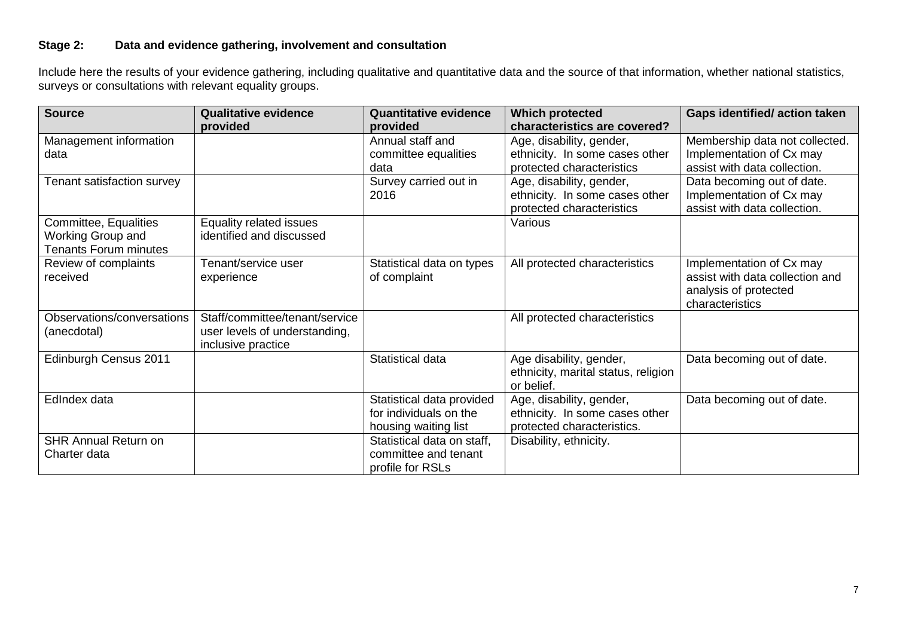### Stage 2: Data and evidence gathering, involvement and consultation

Include here the results of your evidence gathering, including qualitative and quantitative data and the source of that information, whether national statistics, surveys or consultations with relevant equality groups.

| Source | Qualitative evidence provided | Quantitative evidence provided | Which protected characteristics are covered? | Gaps identified/ action taken |
|---|---|---|---|---|
| Management information data | | Annual staff and committee equalities data | Age, disability, gender, ethnicity. In some cases other protected characteristics | Membership data not collected. Implementation of Cx may assist with data collection. |
| Tenant satisfaction survey | | Survey carried out in 2016 | Age, disability, gender, ethnicity. In some cases other protected characteristics | Data becoming out of date. Implementation of Cx may assist with data collection. |
| Committee, Equalities Working Group and Tenants Forum minutes | Equality related issues identified and discussed | | Various | |
| Review of complaints received | Tenant/service user experience | Statistical data on types of complaint | All protected characteristics | Implementation of Cx may assist with data collection and analysis of protected characteristics |
| Observations/conversations (anecdotal) | Staff/committee/tenant/service user levels of understanding, inclusive practice | | All protected characteristics | |
| Edinburgh Census 2011 | | Statistical data | Age disability, gender, ethnicity, marital status, religion or belief. | Data becoming out of date. |
| EdIndex data | | Statistical data provided for individuals on the housing waiting list | Age, disability, gender, ethnicity. In some cases other protected characteristics. | Data becoming out of date. |
| SHR Annual Return on Charter data | | Statistical data on staff, committee and tenant profile for RSLs | Disability, ethnicity. | |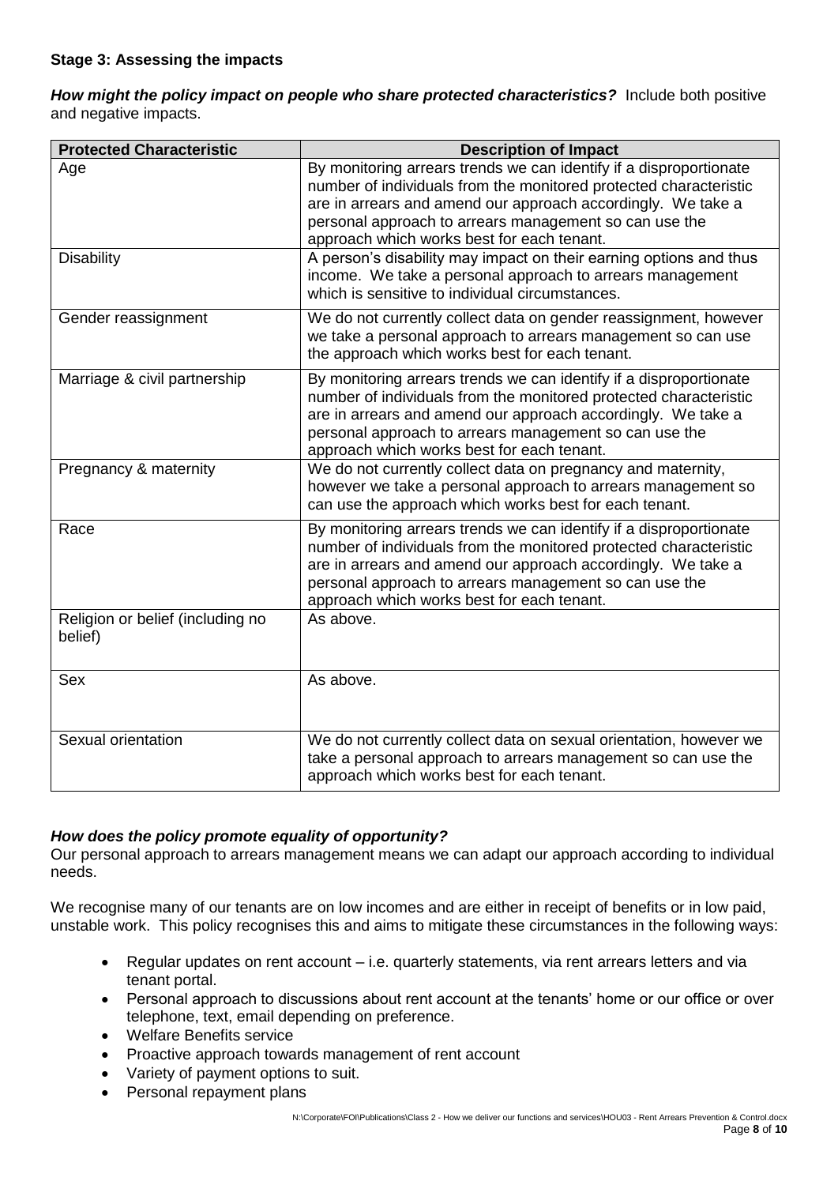### Stage 3: Assessing the impacts

***How might the policy impact on people who share protected characteristics?*** Include both positive and negative impacts.

| Protected Characteristic | Description of Impact |
| --- | --- |
| Age | By monitoring arrears trends we can identify if a disproportionate number of individuals from the monitored protected characteristic are in arrears and amend our approach accordingly. We take a personal approach to arrears management so can use the approach which works best for each tenant. |
| Disability | A person's disability may impact on their earning options and thus income. We take a personal approach to arrears management which is sensitive to individual circumstances. |
| Gender reassignment | We do not currently collect data on gender reassignment, however we take a personal approach to arrears management so can use the approach which works best for each tenant. |
| Marriage & civil partnership | By monitoring arrears trends we can identify if a disproportionate number of individuals from the monitored protected characteristic are in arrears and amend our approach accordingly. We take a personal approach to arrears management so can use the approach which works best for each tenant. |
| Pregnancy & maternity | We do not currently collect data on pregnancy and maternity, however we take a personal approach to arrears management so can use the approach which works best for each tenant. |
| Race | By monitoring arrears trends we can identify if a disproportionate number of individuals from the monitored protected characteristic are in arrears and amend our approach accordingly. We take a personal approach to arrears management so can use the approach which works best for each tenant. |
| Religion or belief (including no belief) | As above. |
| Sex | As above. |
| Sexual orientation | We do not currently collect data on sexual orientation, however we take a personal approach to arrears management so can use the approach which works best for each tenant. |

***How does the policy promote equality of opportunity?***

Our personal approach to arrears management means we can adapt our approach according to individual needs.

We recognise many of our tenants are on low incomes and are either in receipt of benefits or in low paid, unstable work. This policy recognises this and aims to mitigate these circumstances in the following ways:

- Regular updates on rent account – i.e. quarterly statements, via rent arrears letters and via tenant portal.
- Personal approach to discussions about rent account at the tenants' home or our office or over telephone, text, email depending on preference.
- Welfare Benefits service
- Proactive approach towards management of rent account
- Variety of payment options to suit.
- Personal repayment plans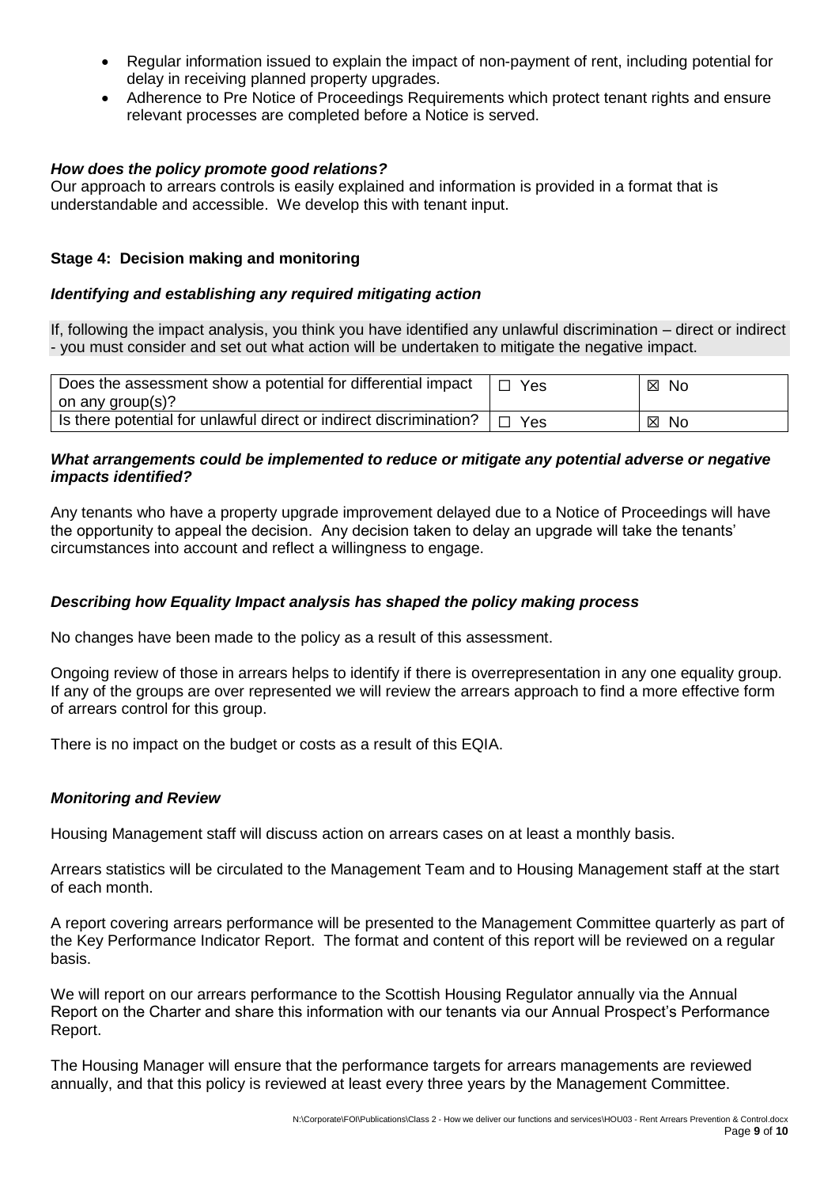- Regular information issued to explain the impact of non-payment of rent, including potential for delay in receiving planned property upgrades.
- Adherence to Pre Notice of Proceedings Requirements which protect tenant rights and ensure relevant processes are completed before a Notice is served.

***How does the policy promote good relations?***

Our approach to arrears controls is easily explained and information is provided in a format that is understandable and accessible. We develop this with tenant input.

**Stage 4: Decision making and monitoring**

***Identifying and establishing any required mitigating action***

If, following the impact analysis, you think you have identified any unlawful discrimination – direct or indirect - you must consider and set out what action will be undertaken to mitigate the negative impact.

| | | |
|---|---|---|
| Does the assessment show a potential for differential impact on any group(s)? | ☐ Yes | ☒ No |
| Is there potential for unlawful direct or indirect discrimination? | ☐ Yes | ☒ No |

***What arrangements could be implemented to reduce or mitigate any potential adverse or negative impacts identified?***

Any tenants who have a property upgrade improvement delayed due to a Notice of Proceedings will have the opportunity to appeal the decision. Any decision taken to delay an upgrade will take the tenants' circumstances into account and reflect a willingness to engage.

***Describing how Equality Impact analysis has shaped the policy making process***

No changes have been made to the policy as a result of this assessment.

Ongoing review of those in arrears helps to identify if there is overrepresentation in any one equality group. If any of the groups are over represented we will review the arrears approach to find a more effective form of arrears control for this group.

There is no impact on the budget or costs as a result of this EQIA.

***Monitoring and Review***

Housing Management staff will discuss action on arrears cases on at least a monthly basis.

Arrears statistics will be circulated to the Management Team and to Housing Management staff at the start of each month.

A report covering arrears performance will be presented to the Management Committee quarterly as part of the Key Performance Indicator Report. The format and content of this report will be reviewed on a regular basis.

We will report on our arrears performance to the Scottish Housing Regulator annually via the Annual Report on the Charter and share this information with our tenants via our Annual Prospect's Performance Report.

The Housing Manager will ensure that the performance targets for arrears managements are reviewed annually, and that this policy is reviewed at least every three years by the Management Committee.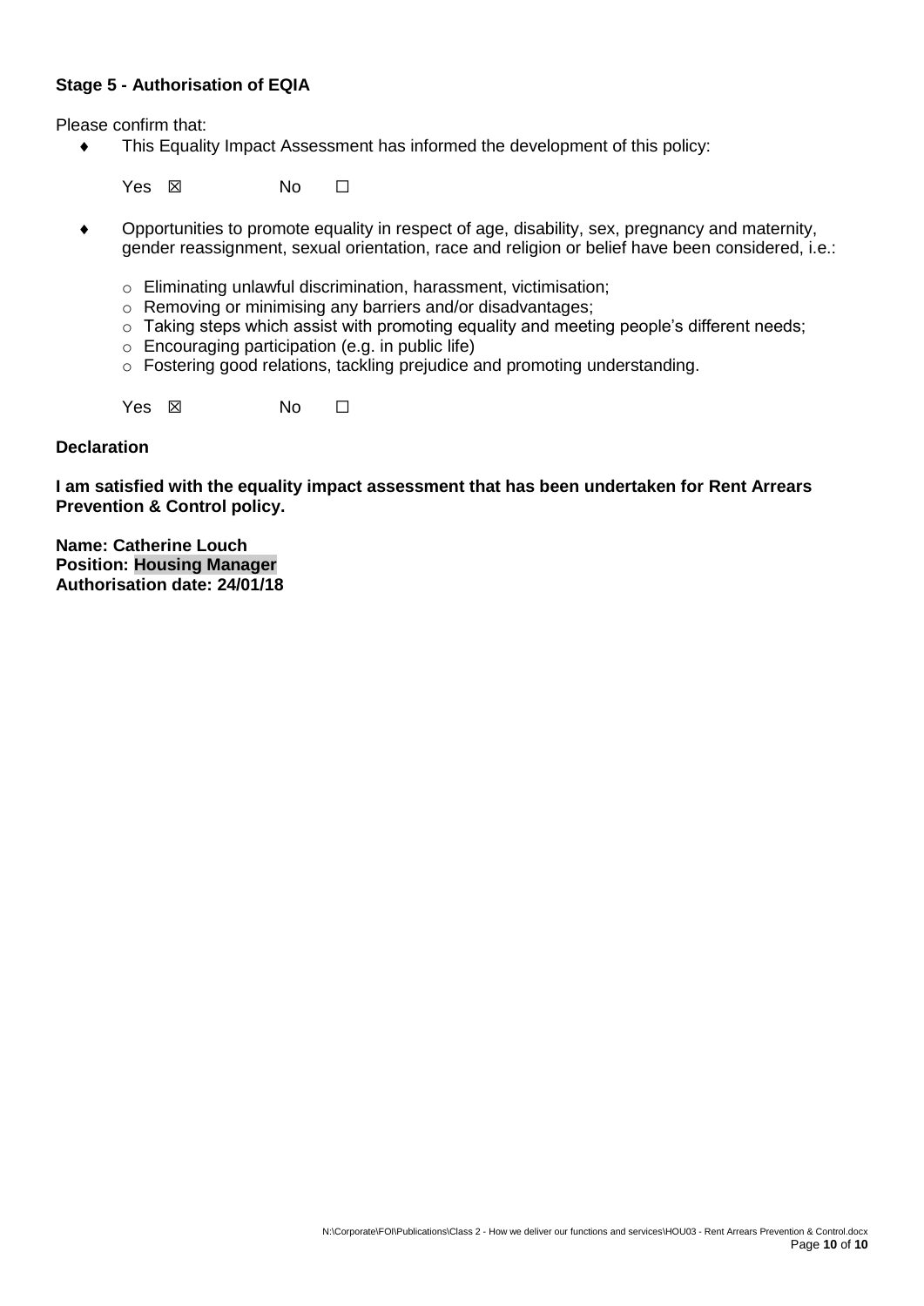**Stage 5 - Authorisation of EQIA**

Please confirm that:

- This Equality Impact Assessment has informed the development of this policy:

  Yes ☒ No ☐

- Opportunities to promote equality in respect of age, disability, sex, pregnancy and maternity, gender reassignment, sexual orientation, race and religion or belief have been considered, i.e.:

  - Eliminating unlawful discrimination, harassment, victimisation;
  - Removing or minimising any barriers and/or disadvantages;
  - Taking steps which assist with promoting equality and meeting people's different needs;
  - Encouraging participation (e.g. in public life)
  - Fostering good relations, tackling prejudice and promoting understanding.

  Yes ☒ No ☐

**Declaration**

**I am satisfied with the equality impact assessment that has been undertaken for Rent Arrears Prevention & Control policy.**

**Name: Catherine Louch**
**Position: Housing Manager**
**Authorisation date: 24/01/18**